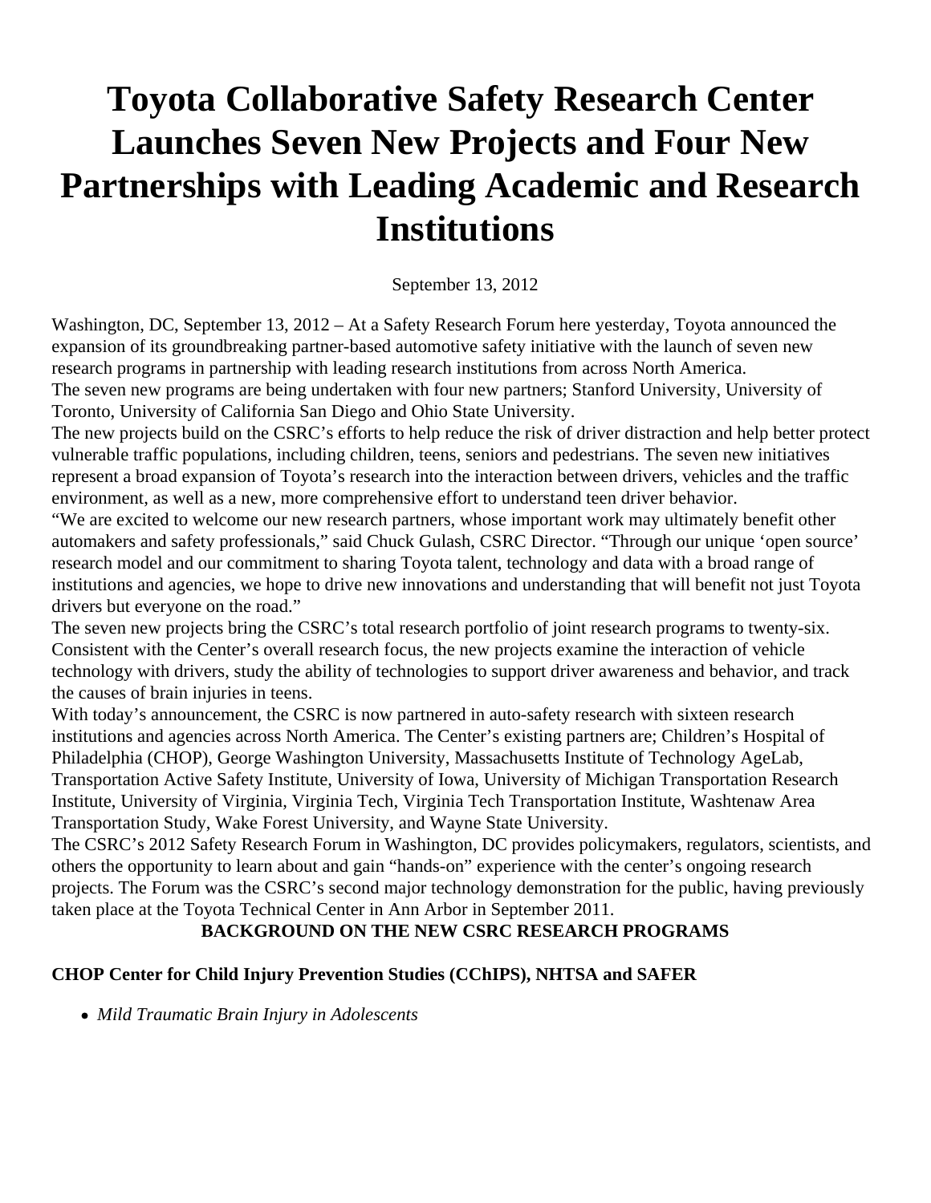# Toyota Collaborative Safety Research Center Launches Seven New Projects and Four New Partnerships with Leading Academic and Research Institutions

September 13, 2012

Washington, DC, September 13, 2012 – At a Safety Research Forum here yesterday, Toyota announced the expansion of its groundbreaking partner-based automotive safety initiative with the launch of seven new research programs in partnership with leading research institutions from across North America.

The seven new programs are being undertaken with four new partners; Stanford University, University of Toronto, University of California San Diego and Ohio State University.

The new projects build on the CSRC's efforts to help reduce the risk of driver distraction and help better protect vulnerable traffic populations, including children, teens, seniors and pedestrians. The seven new initiatives represent a broad expansion of Toyota's research into the interaction between drivers, vehicles and the traffic environment, as well as a new, more comprehensive effort to understand teen driver behavior.

"We are excited to welcome our new research partners, whose important work may ultimately benefit other automakers and safety professionals," said Chuck Gulash, CSRC Director. "Through our unique 'open source' research model and our commitment to sharing Toyota talent, technology and data with a broad range of institutions and agencies, we hope to drive new innovations and understanding that will benefit not just Toyota drivers but everyone on the road."

The seven new projects bring the CSRC's total research portfolio of joint research programs to twenty-six. Consistent with the Center's overall research focus, the new projects examine the interaction of vehicle technology with drivers, study the ability of technologies to support driver awareness and behavior, and track the causes of brain injuries in teens.

With today's announcement, the CSRC is now partnered in auto-safety research with sixteen research institutions and agencies across North America. The Center's existing partners are; Children's Hospital of Philadelphia (CHOP), George Washington University, Massachusetts Institute of Technology AgeLab, Transportation Active Safety Institute, University of Iowa, University of Michigan Transportation Research Institute, University of Virginia, Virginia Tech, Virginia Tech Transportation Institute, Washtenaw Area Transportation Study, Wake Forest University, and Wayne State University.

The CSRC's 2012 Safety Research Forum in Washington, DC provides policymakers, regulators, scientists, and others the opportunity to learn about and gain "hands-on" experience with the center's ongoing research projects. The Forum was the CSRC's second major technology demonstration for the public, having previously taken place at the Toyota Technical Center in Ann Arbor in September 2011.

**BACKGROUND ON THE NEW CSRC RESEARCH PROGRAMS**

**CHOP Center for Child Injury Prevention Studies (CChIPS), NHTSA and SAFER**

- *Mild Traumatic Brain Injury in Adolescents*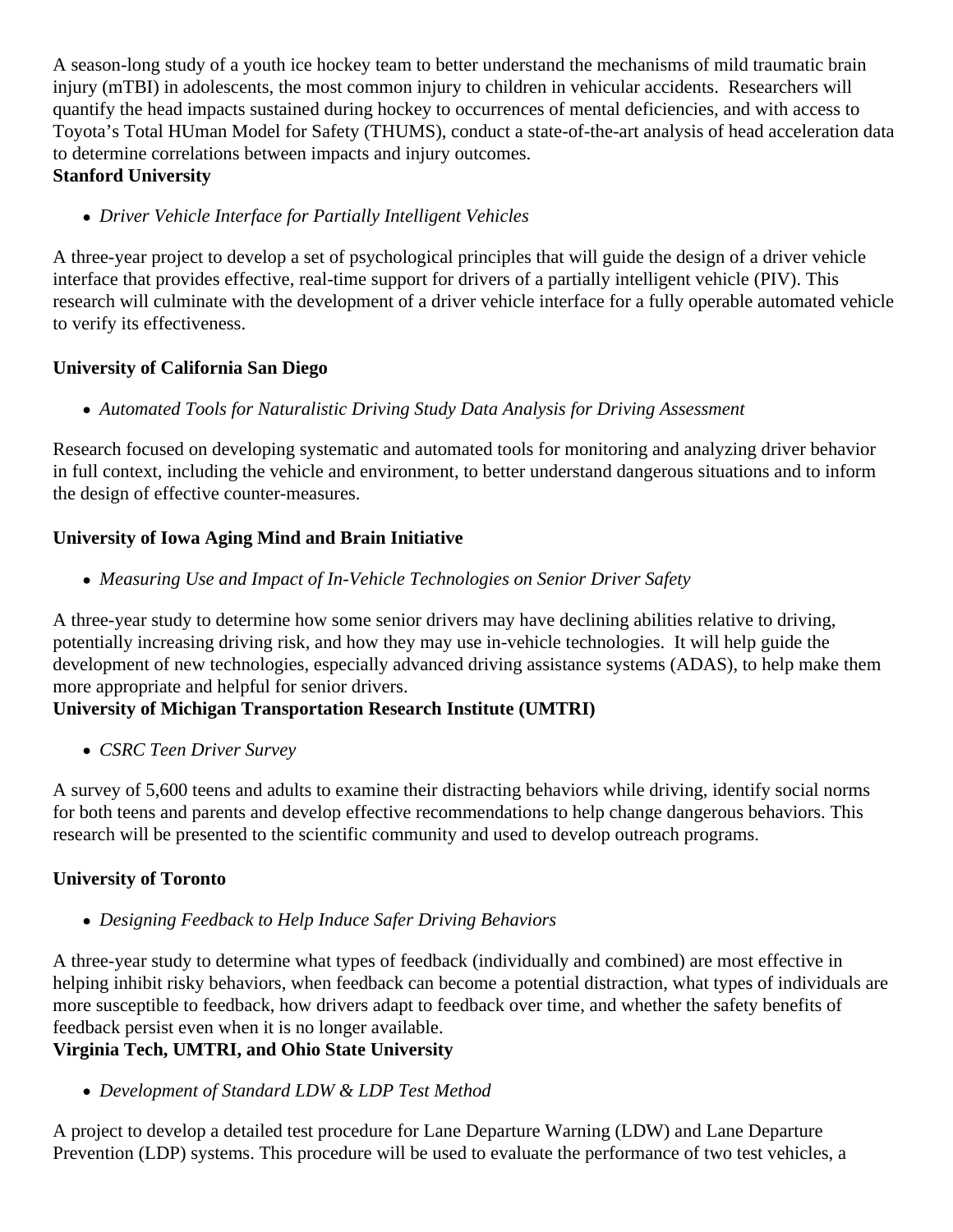A season-long study of a youth ice hockey team to better understand the mechanisms of mild traumatic brain injury (mTBI) in adolescents, the most common injury to children in vehicular accidents. Researchers will quantify the head impacts sustained during hockey to occurrences of mental deficiencies, and with access to Toyota's Total HUman Model for Safety (THUMS), conduct a state-of-the-art analysis of head acceleration data to determine correlations between impacts and injury outcomes.

**Stanford University**

- *Driver Vehicle Interface for Partially Intelligent Vehicles*

A three-year project to develop a set of psychological principles that will guide the design of a driver vehicle interface that provides effective, real-time support for drivers of a partially intelligent vehicle (PIV). This research will culminate with the development of a driver vehicle interface for a fully operable automated vehicle to verify its effectiveness.

**University of California San Diego**

- *Automated Tools for Naturalistic Driving Study Data Analysis for Driving Assessment*

Research focused on developing systematic and automated tools for monitoring and analyzing driver behavior in full context, including the vehicle and environment, to better understand dangerous situations and to inform the design of effective counter-measures.

**University of Iowa Aging Mind and Brain Initiative**

- *Measuring Use and Impact of In-Vehicle Technologies on Senior Driver Safety*

A three-year study to determine how some senior drivers may have declining abilities relative to driving, potentially increasing driving risk, and how they may use in-vehicle technologies. It will help guide the development of new technologies, especially advanced driving assistance systems (ADAS), to help make them more appropriate and helpful for senior drivers.

**University of Michigan Transportation Research Institute (UMTRI)**

- *CSRC Teen Driver Survey*

A survey of 5,600 teens and adults to examine their distracting behaviors while driving, identify social norms for both teens and parents and develop effective recommendations to help change dangerous behaviors. This research will be presented to the scientific community and used to develop outreach programs.

**University of Toronto**

- *Designing Feedback to Help Induce Safer Driving Behaviors*

A three-year study to determine what types of feedback (individually and combined) are most effective in helping inhibit risky behaviors, when feedback can become a potential distraction, what types of individuals are more susceptible to feedback, how drivers adapt to feedback over time, and whether the safety benefits of feedback persist even when it is no longer available.

**Virginia Tech, UMTRI, and Ohio State University**

- *Development of Standard LDW & LDP Test Method*

A project to develop a detailed test procedure for Lane Departure Warning (LDW) and Lane Departure Prevention (LDP) systems. This procedure will be used to evaluate the performance of two test vehicles, a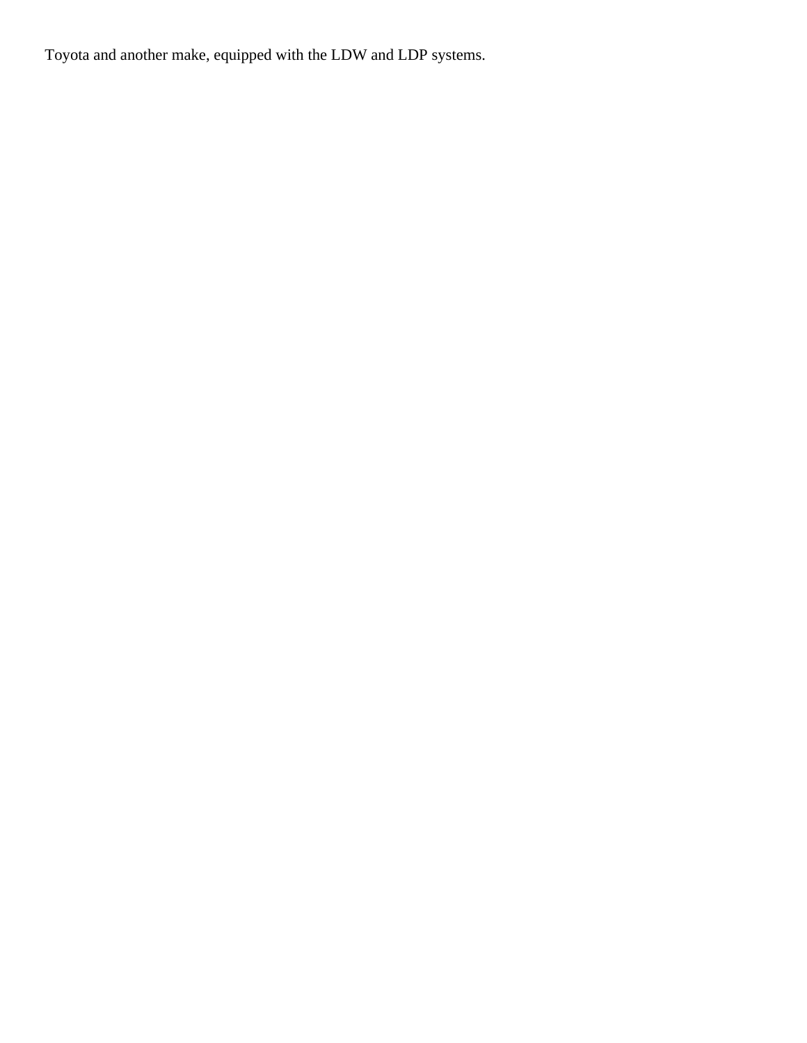Toyota and another make, equipped with the LDW and LDP systems.